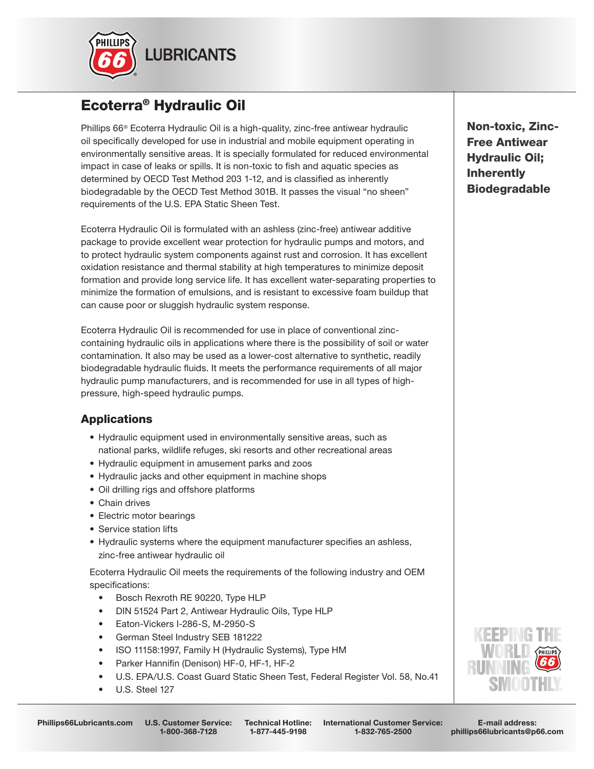Phillips 66 LUBRICANTS

# Ecoterra® Hydraulic Oil

**Non-toxic, Zinc-Free Antiwear Hydraulic Oil; Inherently Biodegradable**

Phillips 66® Ecoterra Hydraulic Oil is a high-quality, zinc-free antiwear hydraulic oil specifically developed for use in industrial and mobile equipment operating in environmentally sensitive areas. It is specially formulated for reduced environmental impact in case of leaks or spills. It is non-toxic to fish and aquatic species as determined by OECD Test Method 203 1-12, and is classified as inherently biodegradable by the OECD Test Method 301B. It passes the visual "no sheen" requirements of the U.S. EPA Static Sheen Test.

Ecoterra Hydraulic Oil is formulated with an ashless (zinc-free) antiwear additive package to provide excellent wear protection for hydraulic pumps and motors, and to protect hydraulic system components against rust and corrosion. It has excellent oxidation resistance and thermal stability at high temperatures to minimize deposit formation and provide long service life. It has excellent water-separating properties to minimize the formation of emulsions, and is resistant to excessive foam buildup that can cause poor or sluggish hydraulic system response.

Ecoterra Hydraulic Oil is recommended for use in place of conventional zinc-containing hydraulic oils in applications where there is the possibility of soil or water contamination. It also may be used as a lower-cost alternative to synthetic, readily biodegradable hydraulic fluids. It meets the performance requirements of all major hydraulic pump manufacturers, and is recommended for use in all types of high-pressure, high-speed hydraulic pumps.

## Applications

- Hydraulic equipment used in environmentally sensitive areas, such as national parks, wildlife refuges, ski resorts and other recreational areas
- Hydraulic equipment in amusement parks and zoos
- Hydraulic jacks and other equipment in machine shops
- Oil drilling rigs and offshore platforms
- Chain drives
- Electric motor bearings
- Service station lifts
- Hydraulic systems where the equipment manufacturer specifies an ashless, zinc-free antiwear hydraulic oil

Ecoterra Hydraulic Oil meets the requirements of the following industry and OEM specifications:

- Bosch Rexroth RE 90220, Type HLP
- DIN 51524 Part 2, Antiwear Hydraulic Oils, Type HLP
- Eaton-Vickers I-286-S, M-2950-S
- German Steel Industry SEB 181222
- ISO 11158:1997, Family H (Hydraulic Systems), Type HM
- Parker Hannifin (Denison) HF-0, HF-1, HF-2
- U.S. EPA/U.S. Coast Guard Static Sheen Test, Federal Register Vol. 58, No.41
- U.S. Steel 127

KEEPING THE WORLD RUNNING SMOOTHLY.

Phillips66Lubricants.com | U.S. Customer Service: 1-800-368-7128 | Technical Hotline: 1-877-445-9198 | International Customer Service: 1-832-765-2500 | E-mail address: phillips66lubricants@p66.com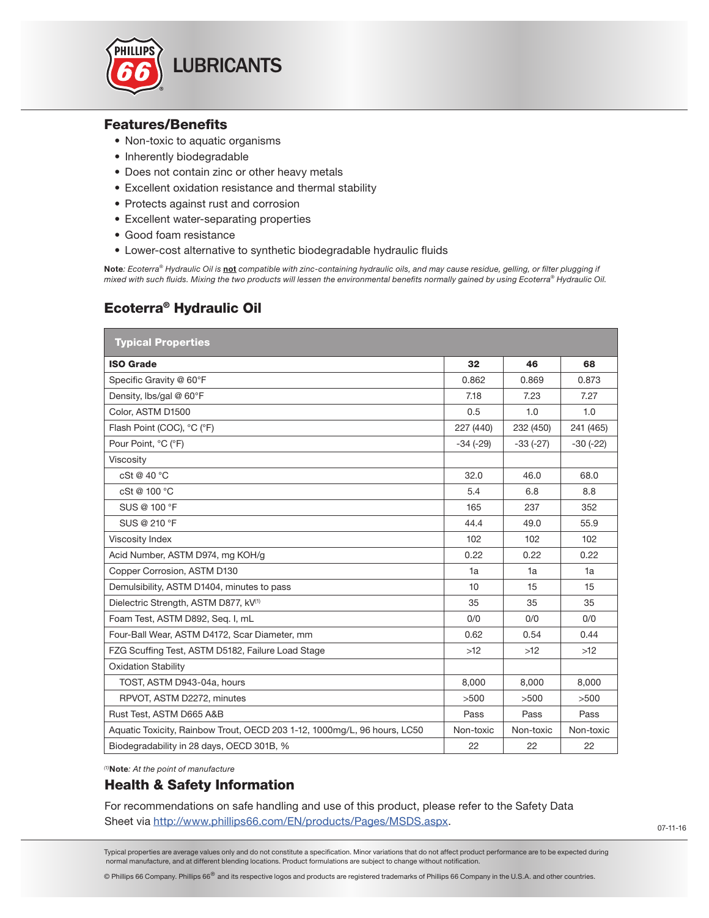## Features/Benefits

- Non-toxic to aquatic organisms
- Inherently biodegradable
- Does not contain zinc or other heavy metals
- Excellent oxidation resistance and thermal stability
- Protects against rust and corrosion
- Excellent water-separating properties
- Good foam resistance
- Lower-cost alternative to synthetic biodegradable hydraulic fluids

**Note**: *Ecoterra® Hydraulic Oil is* **not** *compatible with zinc-containing hydraulic oils, and may cause residue, gelling, or filter plugging if mixed with such fluids. Mixing the two products will lessen the environmental benefits normally gained by using Ecoterra® Hydraulic Oil.*

## Ecoterra® Hydraulic Oil

| Typical Properties | | | |
|---|---|---|---|
| **ISO Grade** | **32** | **46** | **68** |
| Specific Gravity @ 60°F | 0.862 | 0.869 | 0.873 |
| Density, lbs/gal @ 60°F | 7.18 | 7.23 | 7.27 |
| Color, ASTM D1500 | 0.5 | 1.0 | 1.0 |
| Flash Point (COC), °C (°F) | 227 (440) | 232 (450) | 241 (465) |
| Pour Point, °C (°F) | -34 (-29) | -33 (-27) | -30 (-22) |
| Viscosity | | | |
| cSt @ 40 °C | 32.0 | 46.0 | 68.0 |
| cSt @ 100 °C | 5.4 | 6.8 | 8.8 |
| SUS @ 100 °F | 165 | 237 | 352 |
| SUS @ 210 °F | 44.4 | 49.0 | 55.9 |
| Viscosity Index | 102 | 102 | 102 |
| Acid Number, ASTM D974, mg KOH/g | 0.22 | 0.22 | 0.22 |
| Copper Corrosion, ASTM D130 | 1a | 1a | 1a |
| Demulsibility, ASTM D1404, minutes to pass | 10 | 15 | 15 |
| Dielectric Strength, ASTM D877, kV[(1)] | 35 | 35 | 35 |
| Foam Test, ASTM D892, Seq. I, mL | 0/0 | 0/0 | 0/0 |
| Four-Ball Wear, ASTM D4172, Scar Diameter, mm | 0.62 | 0.54 | 0.44 |
| FZG Scuffing Test, ASTM D5182, Failure Load Stage | >12 | >12 | >12 |
| Oxidation Stability | | | |
| TOST, ASTM D943-04a, hours | 8,000 | 8,000 | 8,000 |
| RPVOT, ASTM D2272, minutes | >500 | >500 | >500 |
| Rust Test, ASTM D665 A&B | Pass | Pass | Pass |
| Aquatic Toxicity, Rainbow Trout, OECD 203 1-12, 1000mg/L, 96 hours, LC50 | Non-toxic | Non-toxic | Non-toxic |
| Biodegradability in 28 days, OECD 301B, % | 22 | 22 | 22 |

[(1)]**Note**: *At the point of manufacture*

## Health & Safety Information

For recommendations on safe handling and use of this product, please refer to the Safety Data Sheet via http://www.phillips66.com/EN/products/Pages/MSDS.aspx.

07-11-16

Typical properties are average values only and do not constitute a specification. Minor variations that do not affect product performance are to be expected during normal manufacture, and at different blending locations. Product formulations are subject to change without notification.

© Phillips 66 Company. Phillips 66® and its respective logos and products are registered trademarks of Phillips 66 Company in the U.S.A. and other countries.